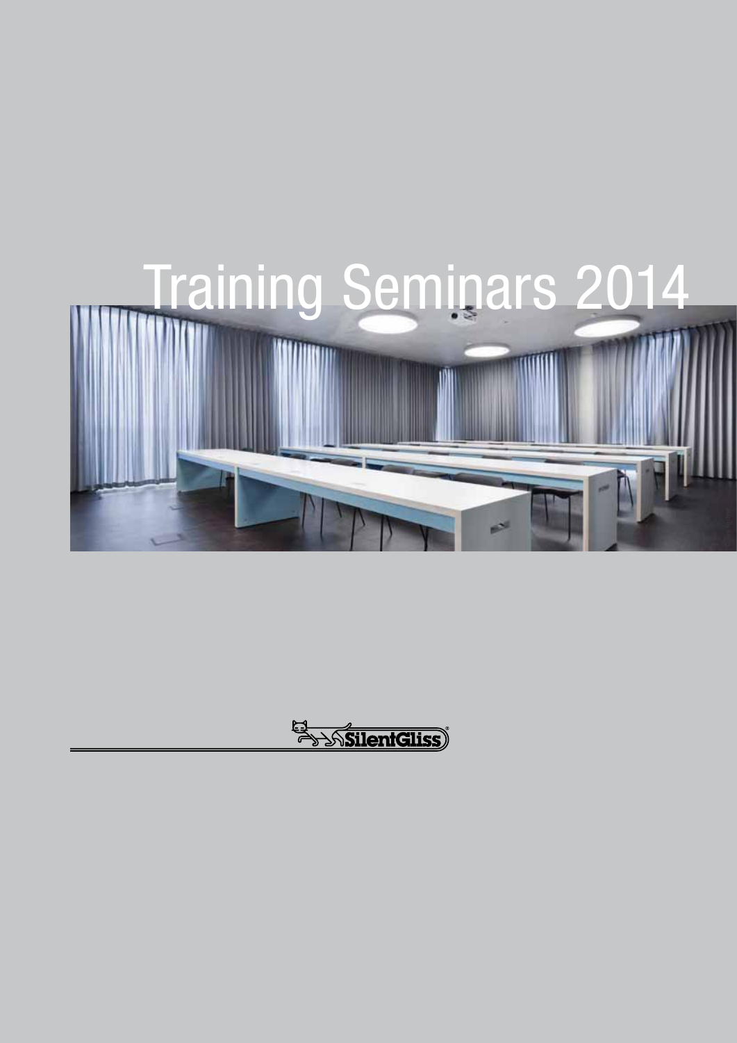# Training Seminars 2014

SilentGliss®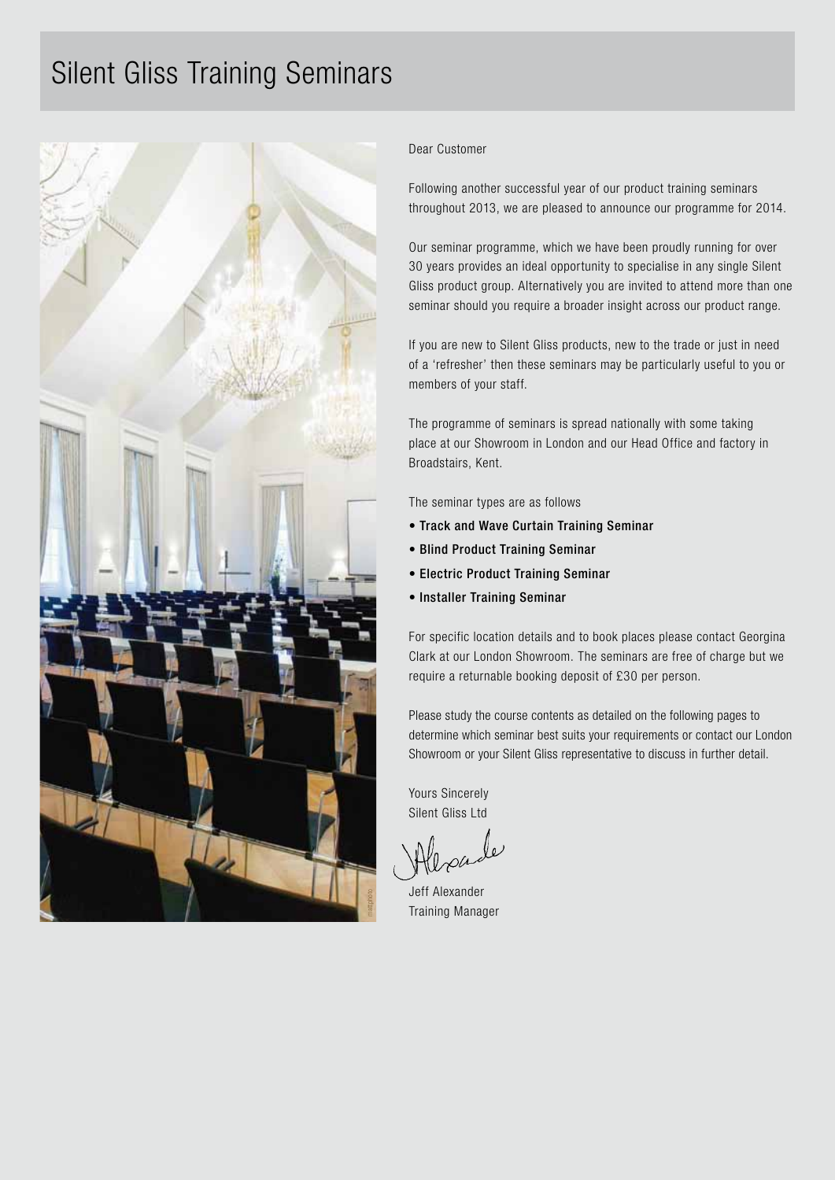# Silent Gliss Training Seminars

Dear Customer

Following another successful year of our product training seminars throughout 2013, we are pleased to announce our programme for 2014.

Our seminar programme, which we have been proudly running for over 30 years provides an ideal opportunity to specialise in any single Silent Gliss product group. Alternatively you are invited to attend more than one seminar should you require a broader insight across our product range.

If you are new to Silent Gliss products, new to the trade or just in need of a 'refresher' then these seminars may be particularly useful to you or members of your staff.

The programme of seminars is spread nationally with some taking place at our Showroom in London and our Head Office and factory in Broadstairs, Kent.

The seminar types are as follows

- **Track and Wave Curtain Training Seminar**
- **Blind Product Training Seminar**
- **Electric Product Training Seminar**
- **Installer Training Seminar**

For specific location details and to book places please contact Georgina Clark at our London Showroom. The seminars are free of charge but we require a returnable booking deposit of £30 per person.

Please study the course contents as detailed on the following pages to determine which seminar best suits your requirements or contact our London Showroom or your Silent Gliss representative to discuss in further detail.

Yours Sincerely
Silent Gliss Ltd

Jeff Alexander
Training Manager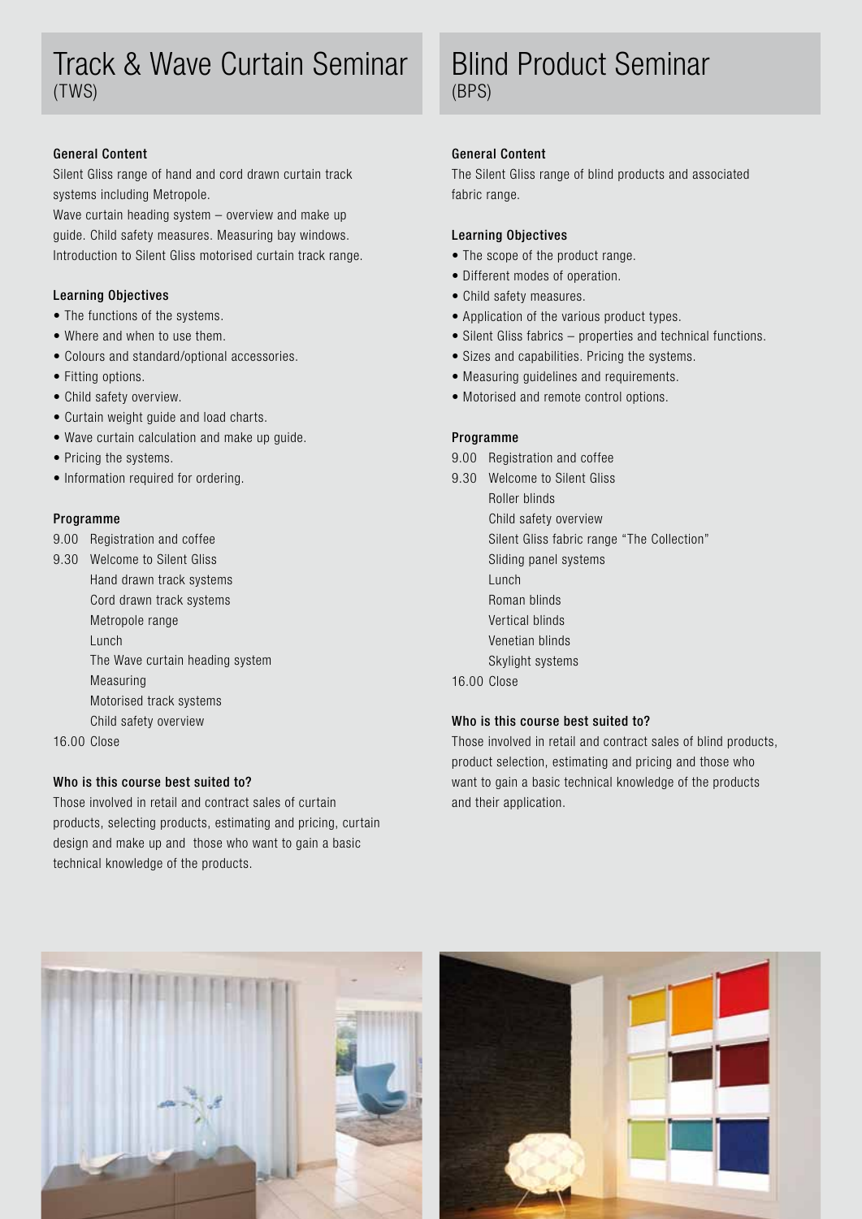# Track & Wave Curtain Seminar
(TWS)

### General Content

Silent Gliss range of hand and cord drawn curtain track systems including Metropole.
Wave curtain heading system – overview and make up guide. Child safety measures. Measuring bay windows.
Introduction to Silent Gliss motorised curtain track range.

### Learning Objectives

- The functions of the systems.
- Where and when to use them.
- Colours and standard/optional accessories.
- Fitting options.
- Child safety overview.
- Curtain weight guide and load charts.
- Wave curtain calculation and make up guide.
- Pricing the systems.
- Information required for ordering.

### Programme

9.00 Registration and coffee
9.30 Welcome to Silent Gliss
Hand drawn track systems
Cord drawn track systems
Metropole range
Lunch
The Wave curtain heading system
Measuring
Motorised track systems
Child safety overview
16.00 Close

### Who is this course best suited to?

Those involved in retail and contract sales of curtain products, selecting products, estimating and pricing, curtain design and make up and those who want to gain a basic technical knowledge of the products.

# Blind Product Seminar
(BPS)

### General Content

The Silent Gliss range of blind products and associated fabric range.

### Learning Objectives

- The scope of the product range.
- Different modes of operation.
- Child safety measures.
- Application of the various product types.
- Silent Gliss fabrics – properties and technical functions.
- Sizes and capabilities. Pricing the systems.
- Measuring guidelines and requirements.
- Motorised and remote control options.

### Programme

9.00 Registration and coffee
9.30 Welcome to Silent Gliss
Roller blinds
Child safety overview
Silent Gliss fabric range "The Collection"
Sliding panel systems
Lunch
Roman blinds
Vertical blinds
Venetian blinds
Skylight systems
16.00 Close

### Who is this course best suited to?

Those involved in retail and contract sales of blind products, product selection, estimating and pricing and those who want to gain a basic technical knowledge of the products and their application.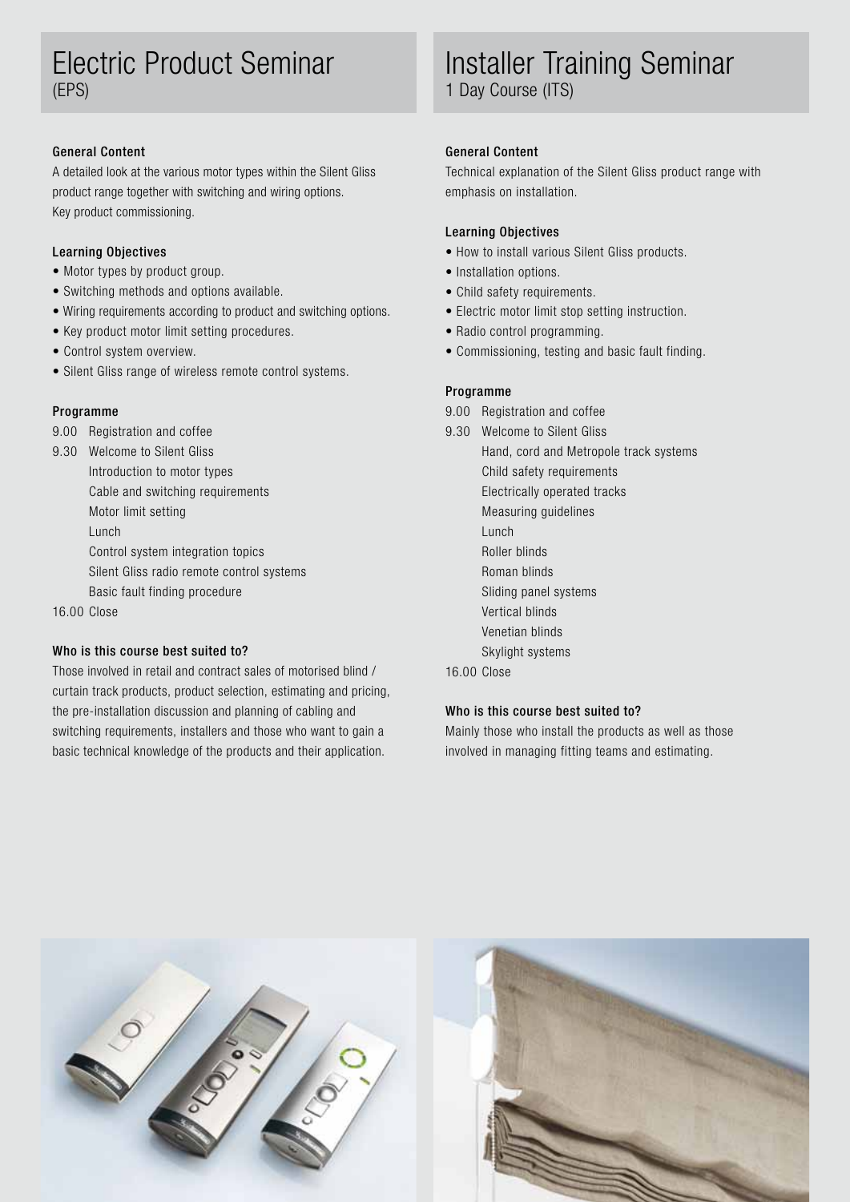# Electric Product Seminar
(EPS)

### General Content

A detailed look at the various motor types within the Silent Gliss product range together with switching and wiring options. Key product commissioning.

### Learning Objectives

- Motor types by product group.
- Switching methods and options available.
- Wiring requirements according to product and switching options.
- Key product motor limit setting procedures.
- Control system overview.
- Silent Gliss range of wireless remote control systems.

### Programme

9.00 Registration and coffee
9.30 Welcome to Silent Gliss
Introduction to motor types
Cable and switching requirements
Motor limit setting
Lunch
Control system integration topics
Silent Gliss radio remote control systems
Basic fault finding procedure
16.00 Close

### Who is this course best suited to?

Those involved in retail and contract sales of motorised blind / curtain track products, product selection, estimating and pricing, the pre-installation discussion and planning of cabling and switching requirements, installers and those who want to gain a basic technical knowledge of the products and their application.

# Installer Training Seminar
1 Day Course (ITS)

### General Content

Technical explanation of the Silent Gliss product range with emphasis on installation.

### Learning Objectives

- How to install various Silent Gliss products.
- Installation options.
- Child safety requirements.
- Electric motor limit stop setting instruction.
- Radio control programming.
- Commissioning, testing and basic fault finding.

### Programme

9.00 Registration and coffee
9.30 Welcome to Silent Gliss
Hand, cord and Metropole track systems
Child safety requirements
Electrically operated tracks
Measuring guidelines
Lunch
Roller blinds
Roman blinds
Sliding panel systems
Vertical blinds
Venetian blinds
Skylight systems
16.00 Close

### Who is this course best suited to?

Mainly those who install the products as well as those involved in managing fitting teams and estimating.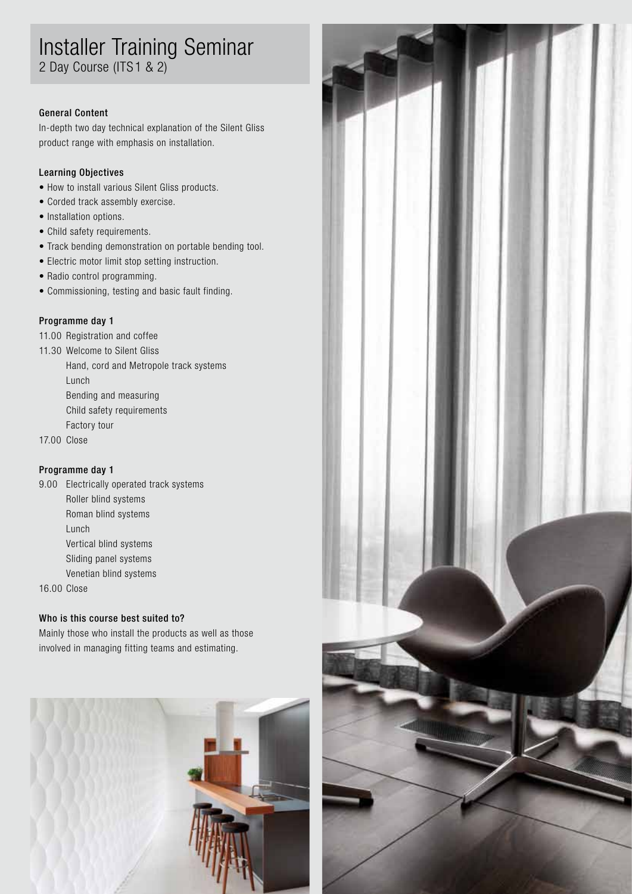# Installer Training Seminar

2 Day Course (ITS1 & 2)

**General Content**

In-depth two day technical explanation of the Silent Gliss product range with emphasis on installation.

**Learning Objectives**

- How to install various Silent Gliss products.
- Corded track assembly exercise.
- Installation options.
- Child safety requirements.
- Track bending demonstration on portable bending tool.
- Electric motor limit stop setting instruction.
- Radio control programming.
- Commissioning, testing and basic fault finding.

**Programme day 1**

11.00 Registration and coffee
11.30 Welcome to Silent Gliss
Hand, cord and Metropole track systems
Lunch
Bending and measuring
Child safety requirements
Factory tour
17.00 Close

**Programme day 1**

9.00 Electrically operated track systems
Roller blind systems
Roman blind systems
Lunch
Vertical blind systems
Sliding panel systems
Venetian blind systems
16.00 Close

**Who is this course best suited to?**

Mainly those who install the products as well as those involved in managing fitting teams and estimating.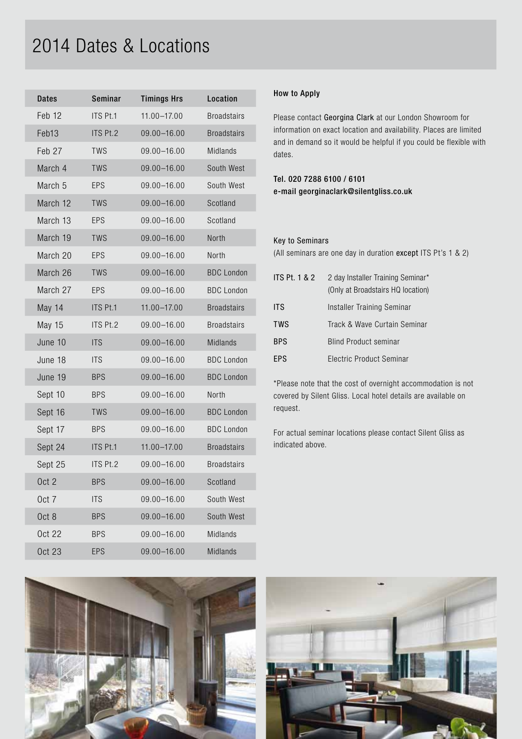# 2014 Dates & Locations

| Dates | Seminar | Timings Hrs | Location |
|---|---|---|---|
| Feb 12 | ITS Pt.1 | 11.00–17.00 | Broadstairs |
| Feb13 | ITS Pt.2 | 09.00–16.00 | Broadstairs |
| Feb 27 | TWS | 09.00–16.00 | Midlands |
| March 4 | TWS | 09.00–16.00 | South West |
| March 5 | EPS | 09.00–16.00 | South West |
| March 12 | TWS | 09.00–16.00 | Scotland |
| March 13 | EPS | 09.00–16.00 | Scotland |
| March 19 | TWS | 09.00–16.00 | North |
| March 20 | EPS | 09.00–16.00 | North |
| March 26 | TWS | 09.00–16.00 | BDC London |
| March 27 | EPS | 09.00–16.00 | BDC London |
| May 14 | ITS Pt.1 | 11.00–17.00 | Broadstairs |
| May 15 | ITS Pt.2 | 09.00–16.00 | Broadstairs |
| June 10 | ITS | 09.00–16.00 | Midlands |
| June 18 | ITS | 09.00–16.00 | BDC London |
| June 19 | BPS | 09.00–16.00 | BDC London |
| Sept 10 | BPS | 09.00–16.00 | North |
| Sept 16 | TWS | 09.00–16.00 | BDC London |
| Sept 17 | BPS | 09.00–16.00 | BDC London |
| Sept 24 | ITS Pt.1 | 11.00–17.00 | Broadstairs |
| Sept 25 | ITS Pt.2 | 09.00–16.00 | Broadstairs |
| Oct 2 | BPS | 09.00–16.00 | Scotland |
| Oct 7 | ITS | 09.00–16.00 | South West |
| Oct 8 | BPS | 09.00–16.00 | South West |
| Oct 22 | BPS | 09.00–16.00 | Midlands |
| Oct 23 | EPS | 09.00–16.00 | Midlands |

**How to Apply**

Please contact Georgina Clark at our London Showroom for information on exact location and availability. Places are limited and in demand so it would be helpful if you could be flexible with dates.

**Tel. 020 7288 6100 / 6101**
**e-mail georginaclark@silentgliss.co.uk**

**Key to Seminars**
(All seminars are one day in duration **except** ITS Pt's 1 & 2)

| | |
|---|---|
| ITS Pt. 1 & 2 | 2 day Installer Training Seminar* (Only at Broadstairs HQ location) |
| ITS | Installer Training Seminar |
| TWS | Track & Wave Curtain Seminar |
| BPS | Blind Product seminar |
| EPS | Electric Product Seminar |

*Please note that the cost of overnight accommodation is not covered by Silent Gliss. Local hotel details are available on request.

For actual seminar locations please contact Silent Gliss as indicated above.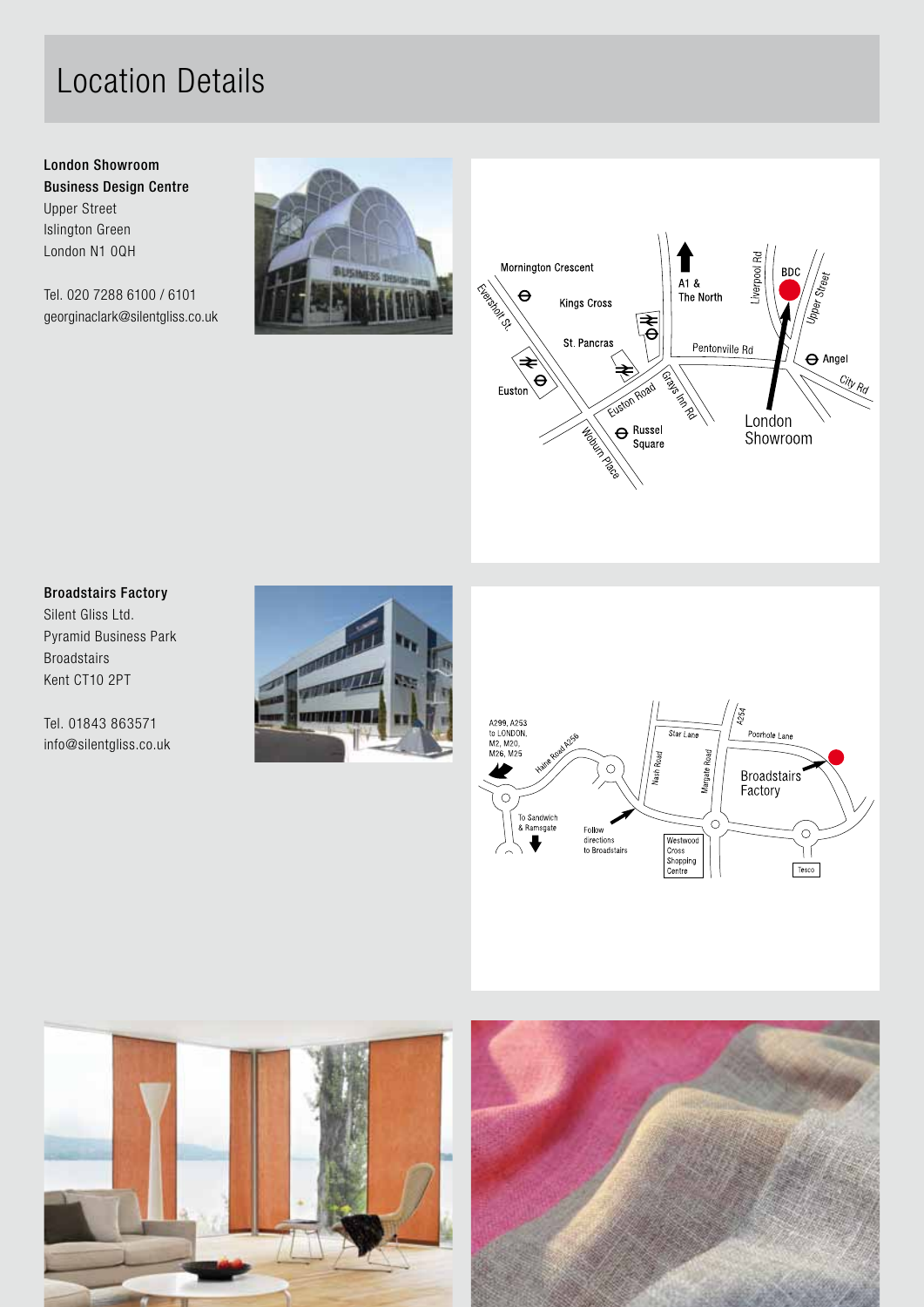# Location Details

**London Showroom**
**Business Design Centre**
Upper Street
Islington Green
London N1 0QH

Tel. 020 7288 6100 / 6101
georginaclark@silentgliss.co.uk

**Broadstairs Factory**
Silent Gliss Ltd.
Pyramid Business Park
Broadstairs
Kent CT10 2PT

Tel. 01843 863571
info@silentgliss.co.uk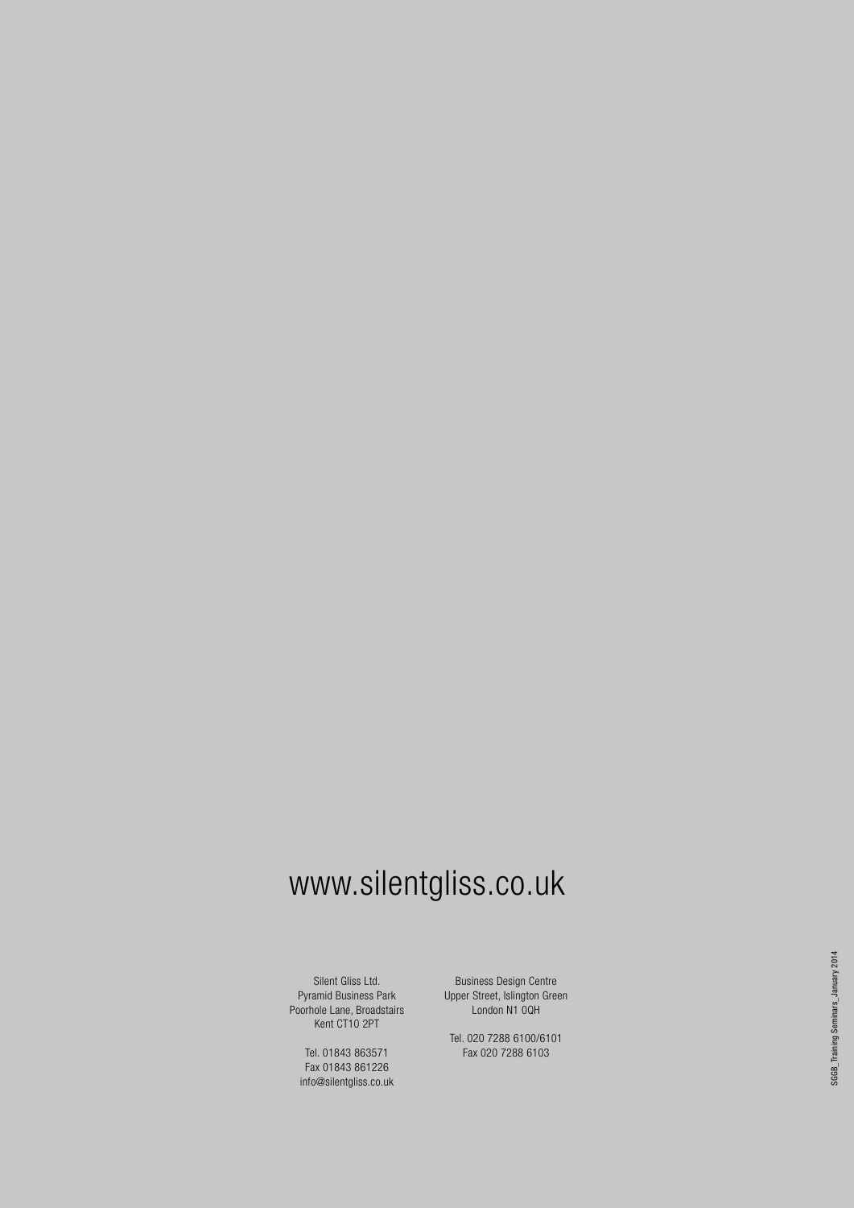www.silentgliss.co.uk

Silent Gliss Ltd.
Pyramid Business Park
Poorhole Lane, Broadstairs
Kent CT10 2PT

Tel. 01843 863571
Fax 01843 861226
info@silentgliss.co.uk

Business Design Centre
Upper Street, Islington Green
London N1 0QH

Tel. 020 7288 6100/6101
Fax 020 7288 6103

SGGB_Training Seminars_January 2014